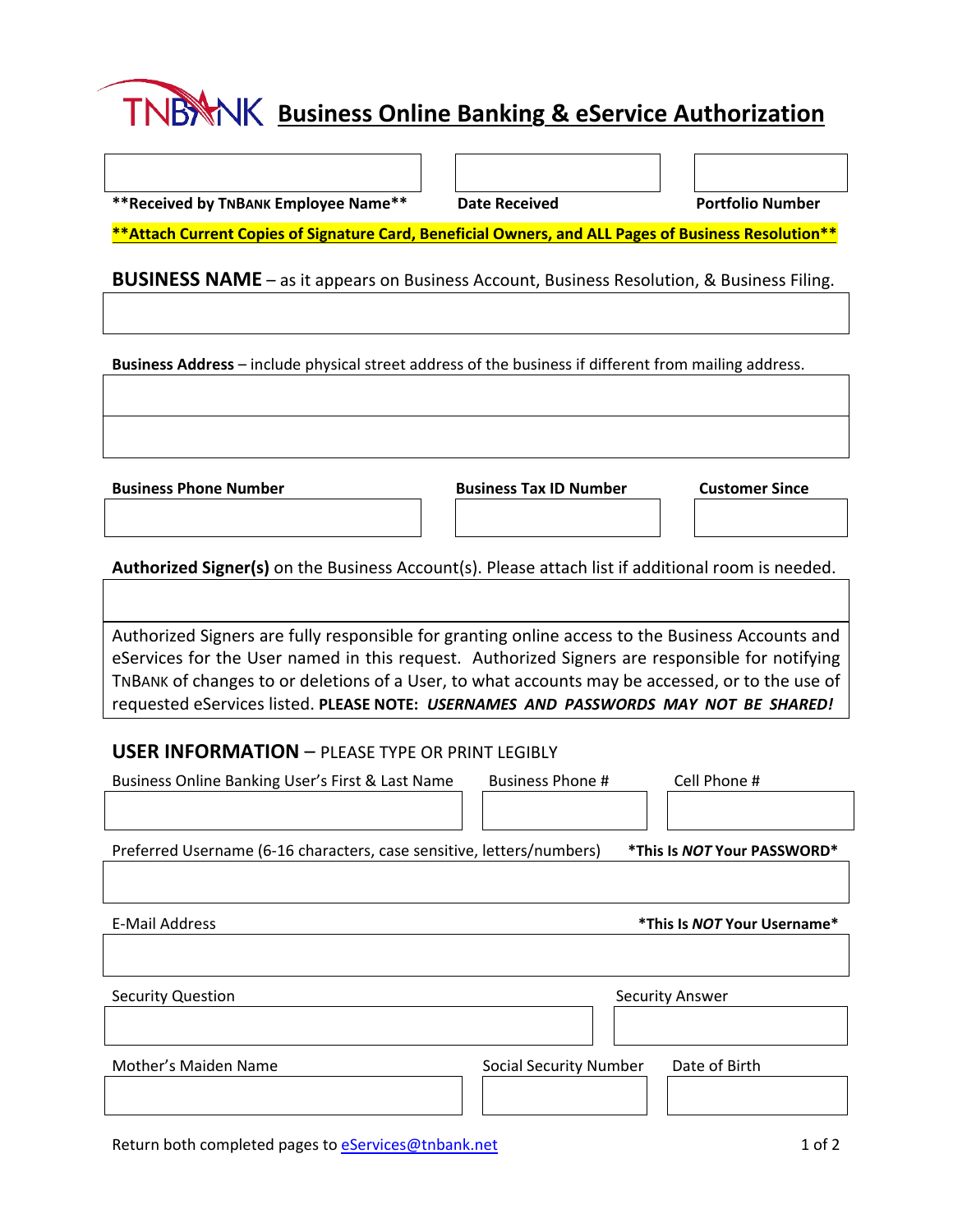# TNBANK Business Online Banking & eService Authorization

| **\*\*Received by TNBANK Employee Name\*\*** | **Date Received** | **Portfolio Number** |
|---|---|---|
| | | |

**\*\*Attach Current Copies of Signature Card, Beneficial Owners, and ALL Pages of Business Resolution\*\***

**BUSINESS NAME** – as it appears on Business Account, Business Resolution, & Business Filing.

**Business Address** – include physical street address of the business if different from mailing address.

| **Business Phone Number** | **Business Tax ID Number** | **Customer Since** |
|---|---|---|
| | | |

**Authorized Signer(s)** on the Business Account(s). Please attach list if additional room is needed.

Authorized Signers are fully responsible for granting online access to the Business Accounts and eServices for the User named in this request. Authorized Signers are responsible for notifying TNBANK of changes to or deletions of a User, to what accounts may be accessed, or to the use of requested eServices listed. **PLEASE NOTE:** ***USERNAMES AND PASSWORDS MAY NOT BE SHARED!***

## USER INFORMATION – PLEASE TYPE OR PRINT LEGIBLY

| Business Online Banking User's First & Last Name | Business Phone # | Cell Phone # |
|---|---|---|
| | | |

Preferred Username (6-16 characters, case sensitive, letters/numbers) **\*This Is *NOT* Your PASSWORD\***

E-Mail Address **\*This Is *NOT* Your Username\***

| Security Question | Security Answer |
|---|---|
| | |

| Mother's Maiden Name | Social Security Number | Date of Birth |
|---|---|---|
| | | |

Return both completed pages to eServices@tnbank.net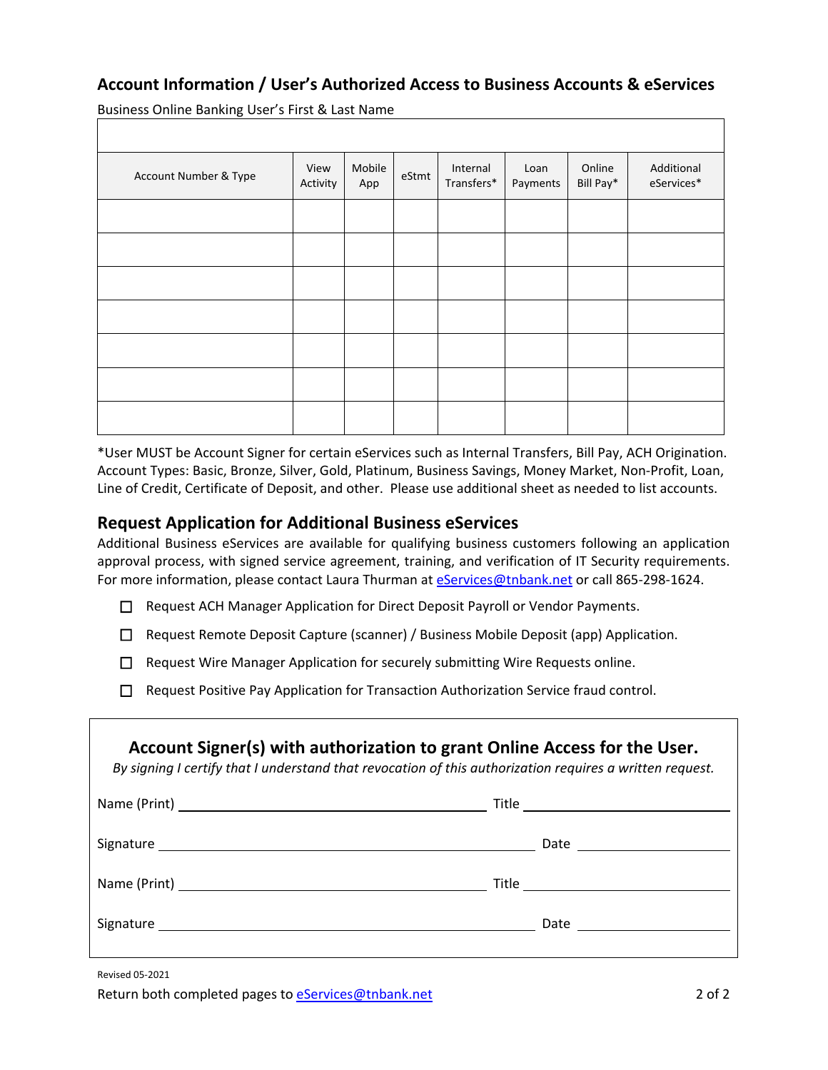## Account Information / User's Authorized Access to Business Accounts & eServices

Business Online Banking User's First & Last Name

| Account Number & Type | View Activity | Mobile App | eStmt | Internal Transfers* | Loan Payments | Online Bill Pay* | Additional eServices* |
|---|---|---|---|---|---|---|---|
| | | | | | | | |
| | | | | | | | |
| | | | | | | | |
| | | | | | | | |
| | | | | | | | |
| | | | | | | | |
| | | | | | | | |

*User MUST be Account Signer for certain eServices such as Internal Transfers, Bill Pay, ACH Origination. Account Types: Basic, Bronze, Silver, Gold, Platinum, Business Savings, Money Market, Non-Profit, Loan, Line of Credit, Certificate of Deposit, and other. Please use additional sheet as needed to list accounts.

## Request Application for Additional Business eServices

Additional Business eServices are available for qualifying business customers following an application approval process, with signed service agreement, training, and verification of IT Security requirements. For more information, please contact Laura Thurman at eServices@tnbank.net or call 865-298-1624.

- ☐ Request ACH Manager Application for Direct Deposit Payroll or Vendor Payments.
- ☐ Request Remote Deposit Capture (scanner) / Business Mobile Deposit (app) Application.
- ☐ Request Wire Manager Application for securely submitting Wire Requests online.
- ☐ Request Positive Pay Application for Transaction Authorization Service fraud control.

### Account Signer(s) with authorization to grant Online Access for the User.

*By signing I certify that I understand that revocation of this authorization requires a written request.*

Name (Print) ______________________________ Title ______________________

Signature ______________________________ Date ______________________

Name (Print) ______________________________ Title ______________________

Signature ______________________________ Date ______________________

Revised 05-2021

Return both completed pages to eServices@tnbank.net